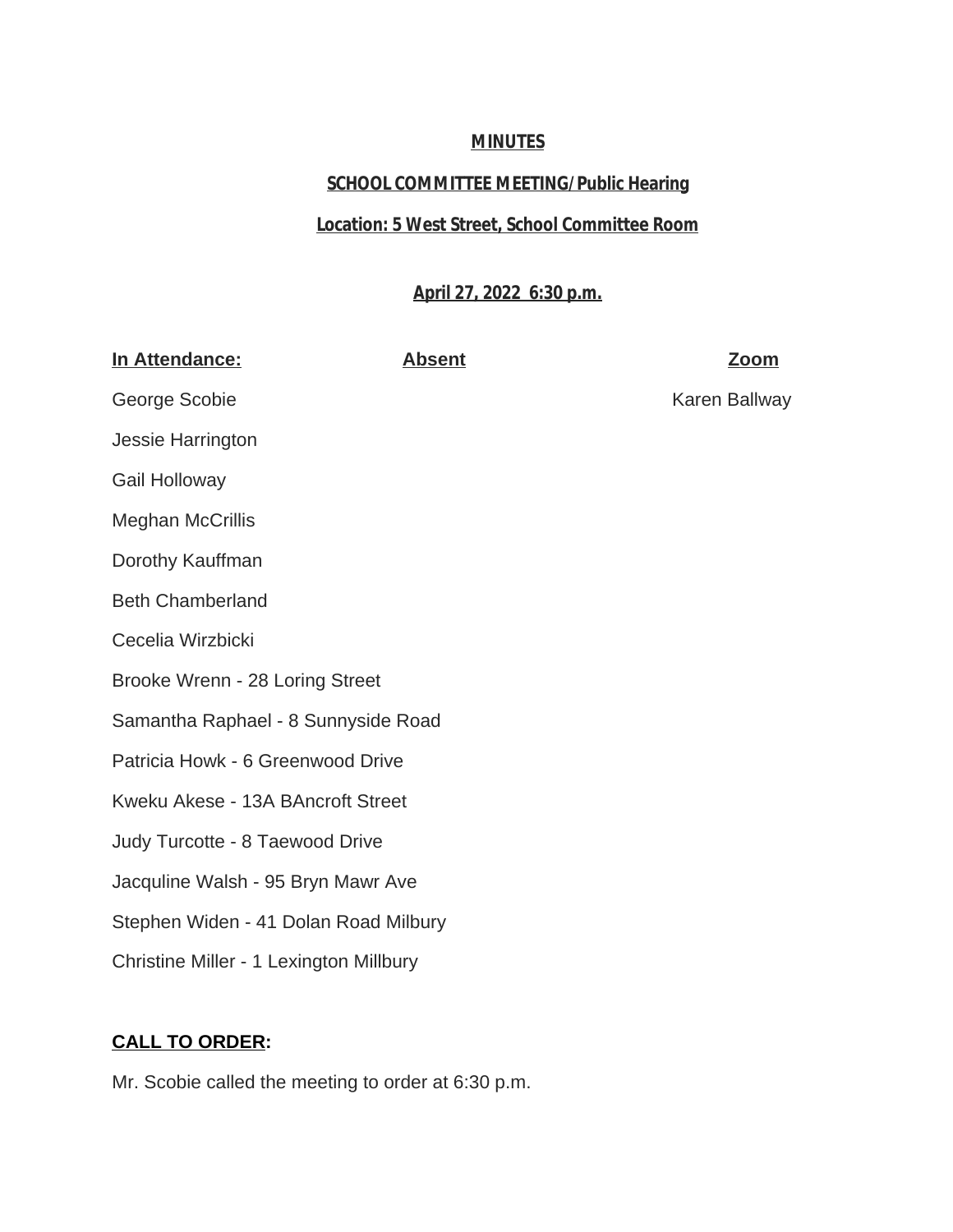**MINUTES**

**SCHOOL COMMITTEE MEETING/Public Hearing**

**Location: 5 West Street, School Committee Room**

**April 27, 2022 6:30 p.m.**

| In Attendance: | Absent | Zoom |
|---|---|---|
| George Scobie | | Karen Ballway |
| Jessie Harrington | | |
| Gail Holloway | | |
| Meghan McCrillis | | |
| Dorothy Kauffman | | |
| Beth Chamberland | | |
| Cecelia Wirzbicki | | |
| Brooke Wrenn - 28 Loring Street | | |
| Samantha Raphael - 8 Sunnyside Road | | |
| Patricia Howk - 6 Greenwood Drive | | |
| Kweku Akese - 13A BAncroft Street | | |
| Judy Turcotte - 8 Taewood Drive | | |
| Jacquline Walsh - 95 Bryn Mawr Ave | | |
| Stephen Widen - 41 Dolan Road Milbury | | |
| Christine Miller - 1 Lexington Millbury | | |

**CALL TO ORDER:**

Mr. Scobie called the meeting to order at 6:30 p.m.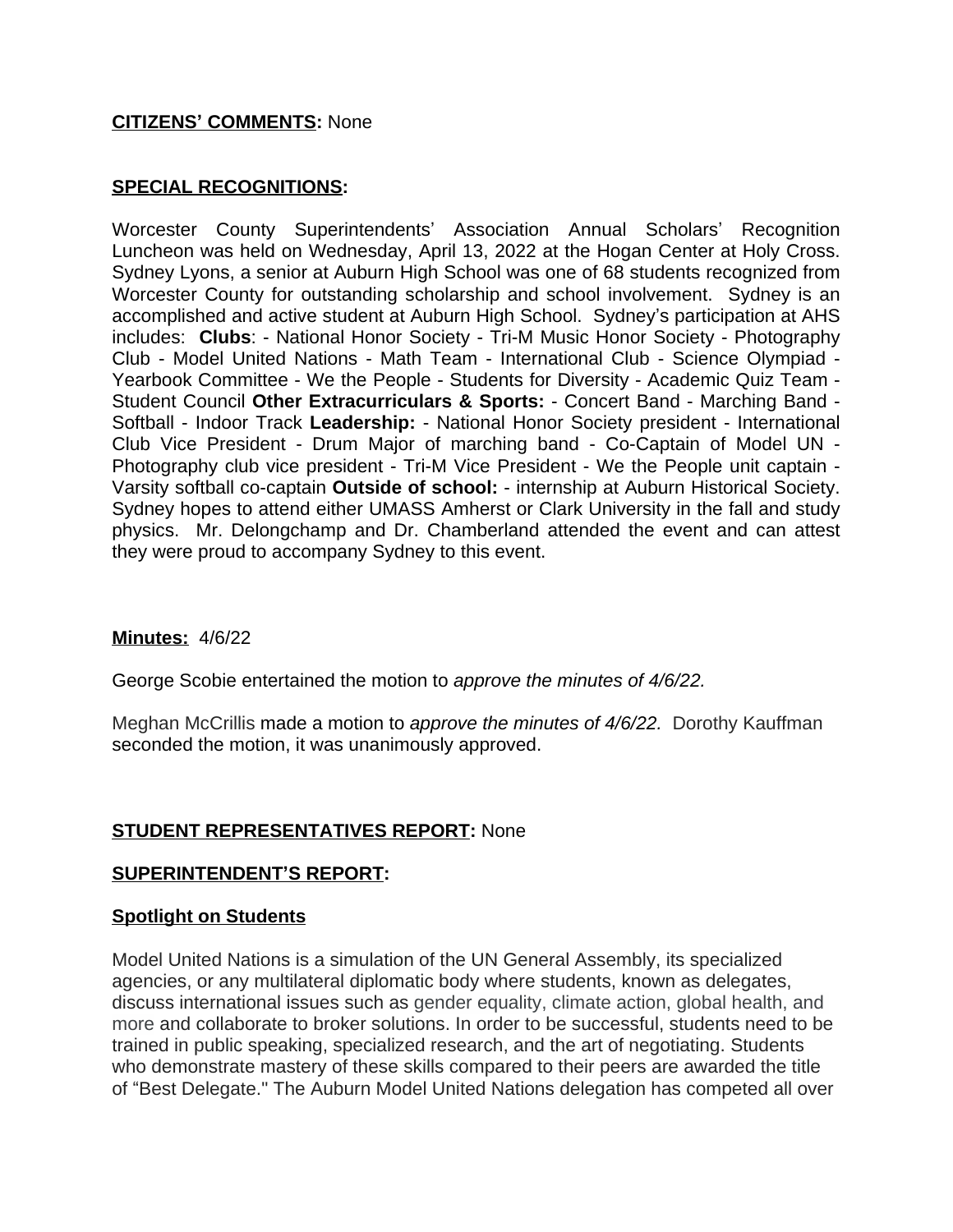**CITIZENS' COMMENTS:** None

**SPECIAL RECOGNITIONS:**

Worcester County Superintendents' Association Annual Scholars' Recognition Luncheon was held on Wednesday, April 13, 2022 at the Hogan Center at Holy Cross. Sydney Lyons, a senior at Auburn High School was one of 68 students recognized from Worcester County for outstanding scholarship and school involvement. Sydney is an accomplished and active student at Auburn High School. Sydney's participation at AHS includes: **Clubs**: - National Honor Society - Tri-M Music Honor Society - Photography Club - Model United Nations - Math Team - International Club - Science Olympiad - Yearbook Committee - We the People - Students for Diversity - Academic Quiz Team - Student Council **Other Extracurriculars & Sports:** - Concert Band - Marching Band - Softball - Indoor Track **Leadership:** - National Honor Society president - International Club Vice President - Drum Major of marching band - Co-Captain of Model UN - Photography club vice president - Tri-M Vice President - We the People unit captain - Varsity softball co-captain **Outside of school:** - internship at Auburn Historical Society. Sydney hopes to attend either UMASS Amherst or Clark University in the fall and study physics. Mr. Delongchamp and Dr. Chamberland attended the event and can attest they were proud to accompany Sydney to this event.

**Minutes:** 4/6/22

George Scobie entertained the motion to *approve the minutes of 4/6/22.*

Meghan McCrillis made a motion to *approve the minutes of 4/6/22.* Dorothy Kauffman seconded the motion, it was unanimously approved.

**STUDENT REPRESENTATIVES REPORT:** None

**SUPERINTENDENT'S REPORT:**

**Spotlight on Students**

Model United Nations is a simulation of the UN General Assembly, its specialized agencies, or any multilateral diplomatic body where students, known as delegates, discuss international issues such as gender equality, climate action, global health, and more and collaborate to broker solutions. In order to be successful, students need to be trained in public speaking, specialized research, and the art of negotiating. Students who demonstrate mastery of these skills compared to their peers are awarded the title of "Best Delegate." The Auburn Model United Nations delegation has competed all over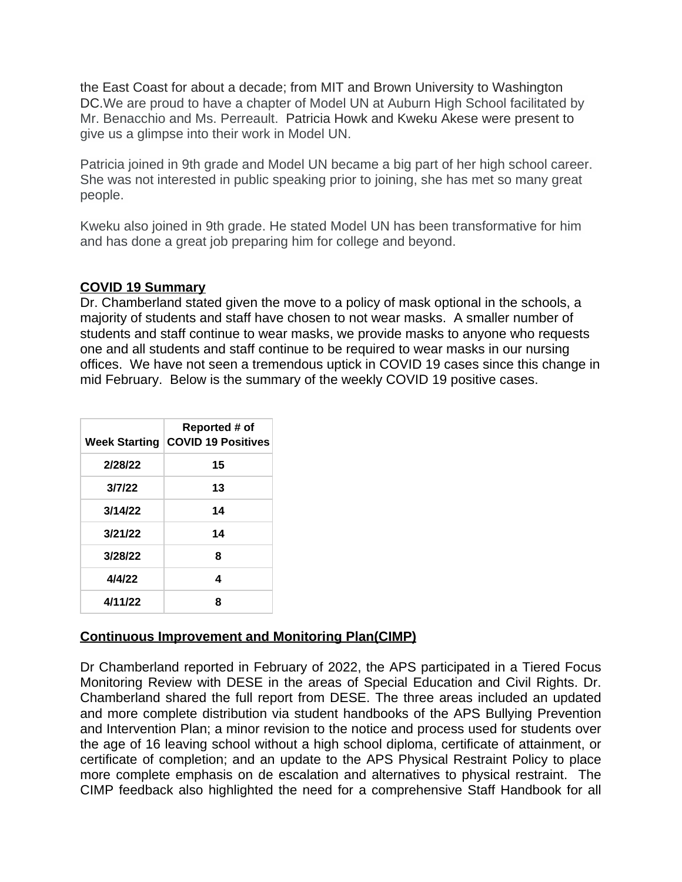the East Coast for about a decade; from MIT and Brown University to Washington DC.We are proud to have a chapter of Model UN at Auburn High School facilitated by Mr. Benacchio and Ms. Perreault. Patricia Howk and Kweku Akese were present to give us a glimpse into their work in Model UN.

Patricia joined in 9th grade and Model UN became a big part of her high school career. She was not interested in public speaking prior to joining, she has met so many great people.

Kweku also joined in 9th grade. He stated Model UN has been transformative for him and has done a great job preparing him for college and beyond.

**COVID 19 Summary**

Dr. Chamberland stated given the move to a policy of mask optional in the schools, a majority of students and staff have chosen to not wear masks. A smaller number of students and staff continue to wear masks, we provide masks to anyone who requests one and all students and staff continue to be required to wear masks in our nursing offices. We have not seen a tremendous uptick in COVID 19 cases since this change in mid February. Below is the summary of the weekly COVID 19 positive cases.

| Week Starting | Reported # of COVID 19 Positives |
|---|---|
| 2/28/22 | 15 |
| 3/7/22 | 13 |
| 3/14/22 | 14 |
| 3/21/22 | 14 |
| 3/28/22 | 8 |
| 4/4/22 | 4 |
| 4/11/22 | 8 |

**Continuous Improvement and Monitoring Plan(CIMP)**

Dr Chamberland reported in February of 2022, the APS participated in a Tiered Focus Monitoring Review with DESE in the areas of Special Education and Civil Rights. Dr. Chamberland shared the full report from DESE. The three areas included an updated and more complete distribution via student handbooks of the APS Bullying Prevention and Intervention Plan; a minor revision to the notice and process used for students over the age of 16 leaving school without a high school diploma, certificate of attainment, or certificate of completion; and an update to the APS Physical Restraint Policy to place more complete emphasis on de escalation and alternatives to physical restraint. The CIMP feedback also highlighted the need for a comprehensive Staff Handbook for all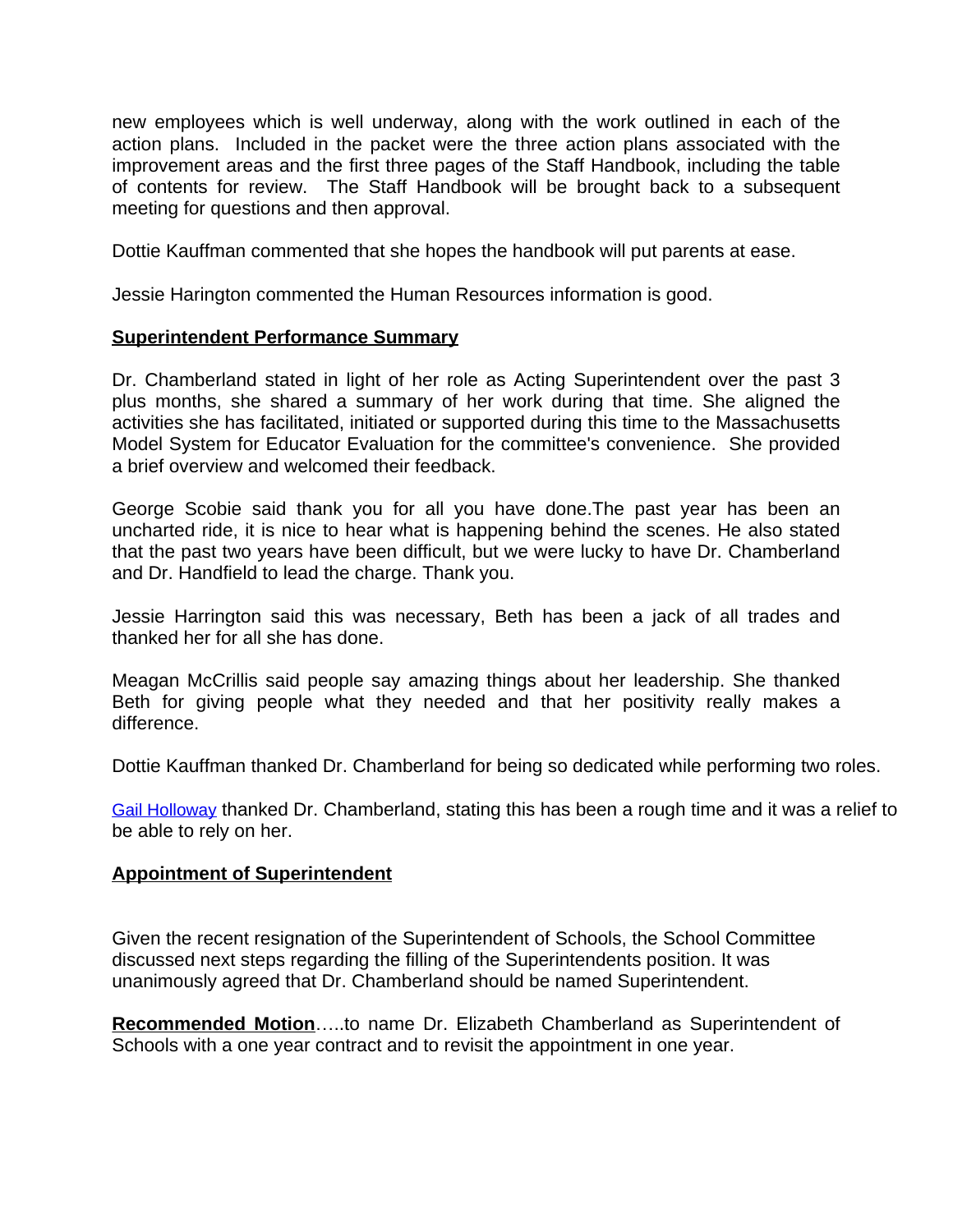new employees which is well underway, along with the work outlined in each of the action plans. Included in the packet were the three action plans associated with the improvement areas and the first three pages of the Staff Handbook, including the table of contents for review. The Staff Handbook will be brought back to a subsequent meeting for questions and then approval.

Dottie Kauffman commented that she hopes the handbook will put parents at ease.

Jessie Harington commented the Human Resources information is good.

**Superintendent Performance Summary**

Dr. Chamberland stated in light of her role as Acting Superintendent over the past 3 plus months, she shared a summary of her work during that time. She aligned the activities she has facilitated, initiated or supported during this time to the Massachusetts Model System for Educator Evaluation for the committee's convenience. She provided a brief overview and welcomed their feedback.

George Scobie said thank you for all you have done.The past year has been an uncharted ride, it is nice to hear what is happening behind the scenes. He also stated that the past two years have been difficult, but we were lucky to have Dr. Chamberland and Dr. Handfield to lead the charge. Thank you.

Jessie Harrington said this was necessary, Beth has been a jack of all trades and thanked her for all she has done.

Meagan McCrillis said people say amazing things about her leadership. She thanked Beth for giving people what they needed and that her positivity really makes a difference.

Dottie Kauffman thanked Dr. Chamberland for being so dedicated while performing two roles.

Gail Holloway thanked Dr. Chamberland, stating this has been a rough time and it was a relief to be able to rely on her.

**Appointment of Superintendent**

Given the recent resignation of the Superintendent of Schools, the School Committee discussed next steps regarding the filling of the Superintendents position. It was unanimously agreed that Dr. Chamberland should be named Superintendent.

**Recommended Motion**…..to name Dr. Elizabeth Chamberland as Superintendent of Schools with a one year contract and to revisit the appointment in one year.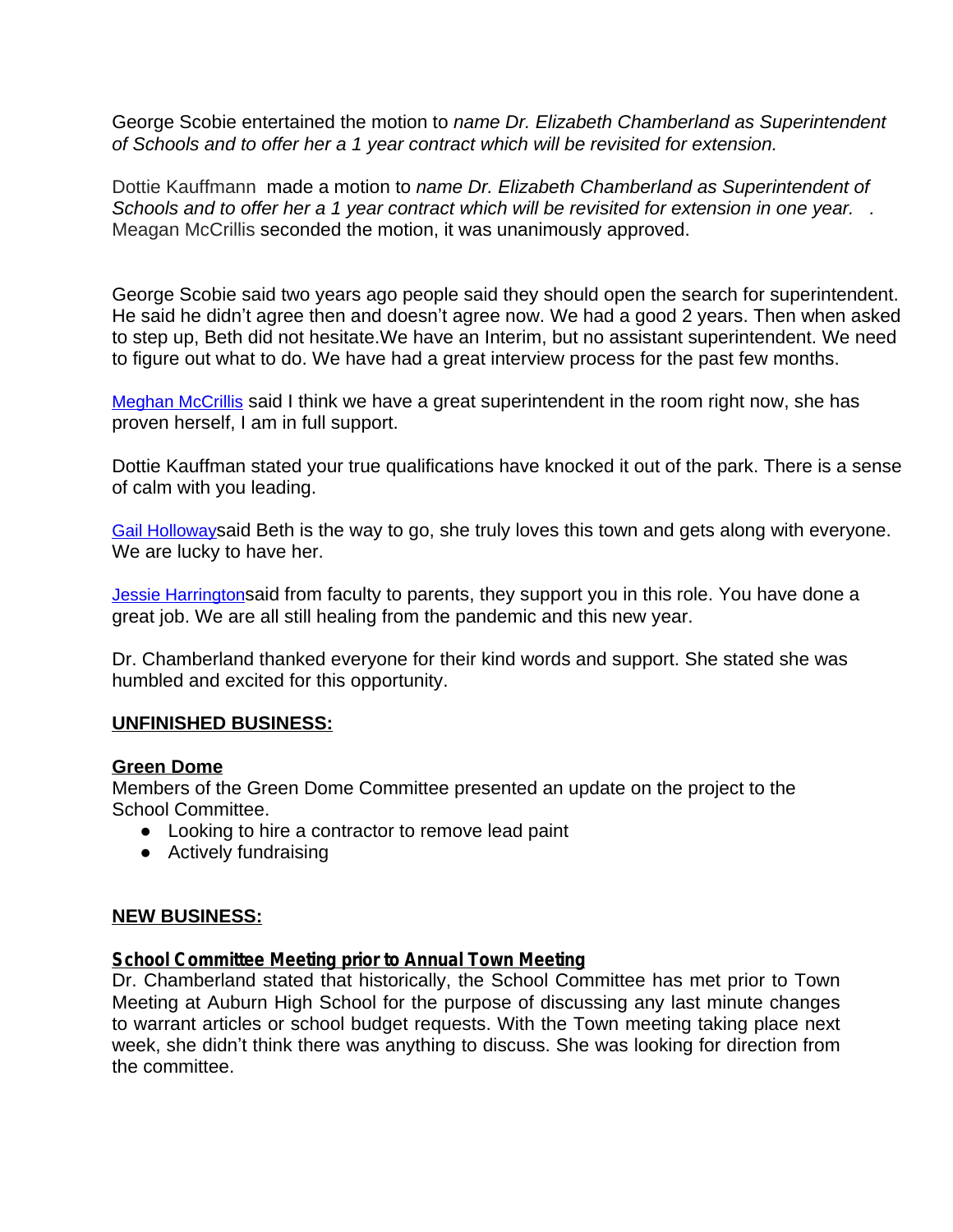George Scobie entertained the motion to *name Dr. Elizabeth Chamberland as Superintendent of Schools and to offer her a 1 year contract which will be revisited for extension.*

Dottie Kauffmann made a motion to *name Dr. Elizabeth Chamberland as Superintendent of Schools and to offer her a 1 year contract which will be revisited for extension in one year. .* Meagan McCrillis seconded the motion, it was unanimously approved.

George Scobie said two years ago people said they should open the search for superintendent. He said he didn't agree then and doesn't agree now. We had a good 2 years. Then when asked to step up, Beth did not hesitate.We have an Interim, but no assistant superintendent. We need to figure out what to do. We have had a great interview process for the past few months.

Meghan McCrillis said I think we have a great superintendent in the room right now, she has proven herself, I am in full support.

Dottie Kauffman stated your true qualifications have knocked it out of the park. There is a sense of calm with you leading.

Gail Hollowaysaid Beth is the way to go, she truly loves this town and gets along with everyone. We are lucky to have her.

Jessie Harringtonsaid from faculty to parents, they support you in this role. You have done a great job. We are all still healing from the pandemic and this new year.

Dr. Chamberland thanked everyone for their kind words and support. She stated she was humbled and excited for this opportunity.

**UNFINISHED BUSINESS:**

**Green Dome**

Members of the Green Dome Committee presented an update on the project to the School Committee.

- Looking to hire a contractor to remove lead paint
- Actively fundraising

**NEW BUSINESS:**

**School Committee Meeting prior to Annual Town Meeting**

Dr. Chamberland stated that historically, the School Committee has met prior to Town Meeting at Auburn High School for the purpose of discussing any last minute changes to warrant articles or school budget requests. With the Town meeting taking place next week, she didn't think there was anything to discuss. She was looking for direction from the committee.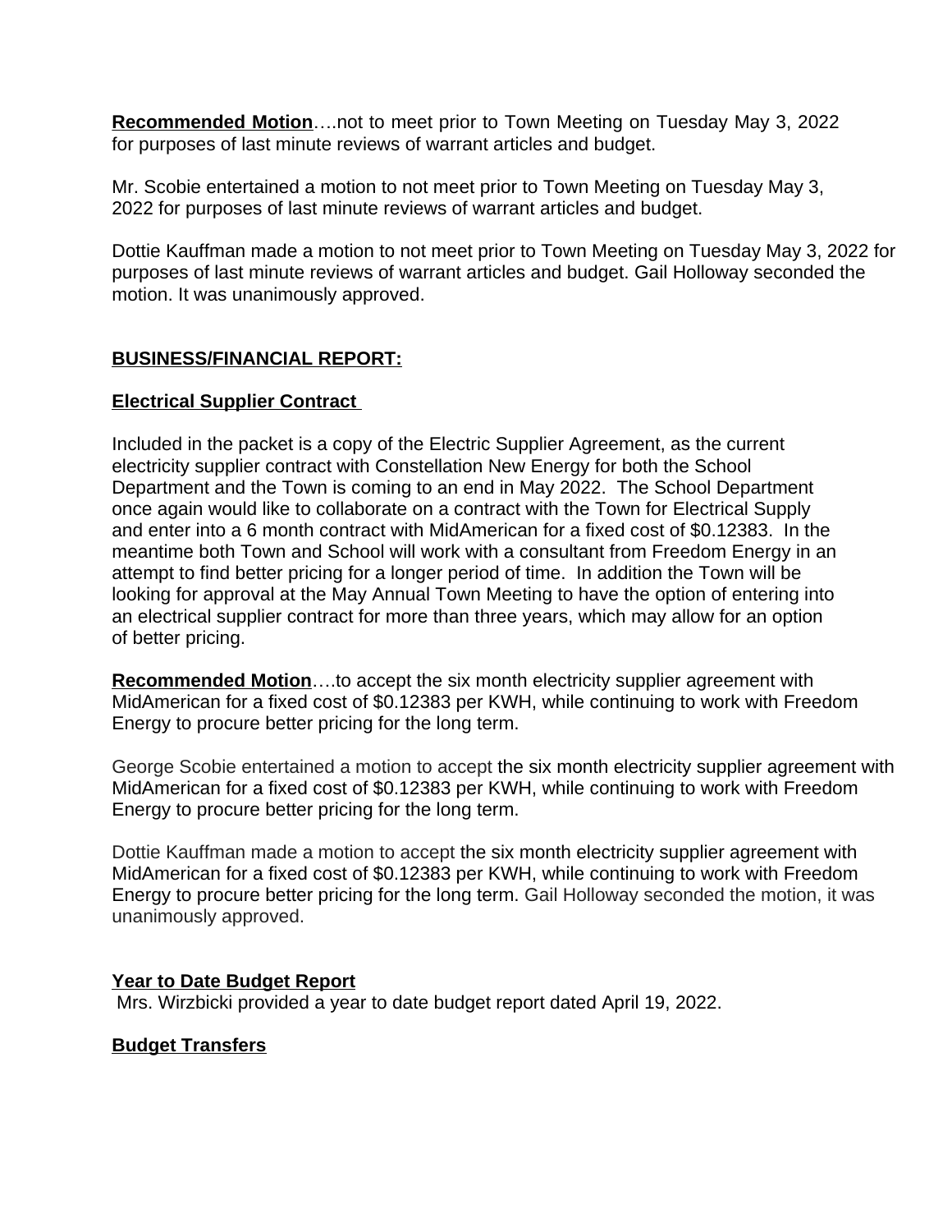**Recommended Motion**….not to meet prior to Town Meeting on Tuesday May 3, 2022 for purposes of last minute reviews of warrant articles and budget.

Mr. Scobie entertained a motion to not meet prior to Town Meeting on Tuesday May 3, 2022 for purposes of last minute reviews of warrant articles and budget.

Dottie Kauffman made a motion to not meet prior to Town Meeting on Tuesday May 3, 2022 for purposes of last minute reviews of warrant articles and budget. Gail Holloway seconded the motion. It was unanimously approved.

**BUSINESS/FINANCIAL REPORT:**

**Electrical Supplier Contract**

Included in the packet is a copy of the Electric Supplier Agreement, as the current electricity supplier contract with Constellation New Energy for both the School Department and the Town is coming to an end in May 2022. The School Department once again would like to collaborate on a contract with the Town for Electrical Supply and enter into a 6 month contract with MidAmerican for a fixed cost of $0.12383. In the meantime both Town and School will work with a consultant from Freedom Energy in an attempt to find better pricing for a longer period of time. In addition the Town will be looking for approval at the May Annual Town Meeting to have the option of entering into an electrical supplier contract for more than three years, which may allow for an option of better pricing.

**Recommended Motion**….to accept the six month electricity supplier agreement with MidAmerican for a fixed cost of $0.12383 per KWH, while continuing to work with Freedom Energy to procure better pricing for the long term.

George Scobie entertained a motion to accept the six month electricity supplier agreement with MidAmerican for a fixed cost of $0.12383 per KWH, while continuing to work with Freedom Energy to procure better pricing for the long term.

Dottie Kauffman made a motion to accept the six month electricity supplier agreement with MidAmerican for a fixed cost of $0.12383 per KWH, while continuing to work with Freedom Energy to procure better pricing for the long term. Gail Holloway seconded the motion, it was unanimously approved.

**Year to Date Budget Report**

Mrs. Wirzbicki provided a year to date budget report dated April 19, 2022.

**Budget Transfers**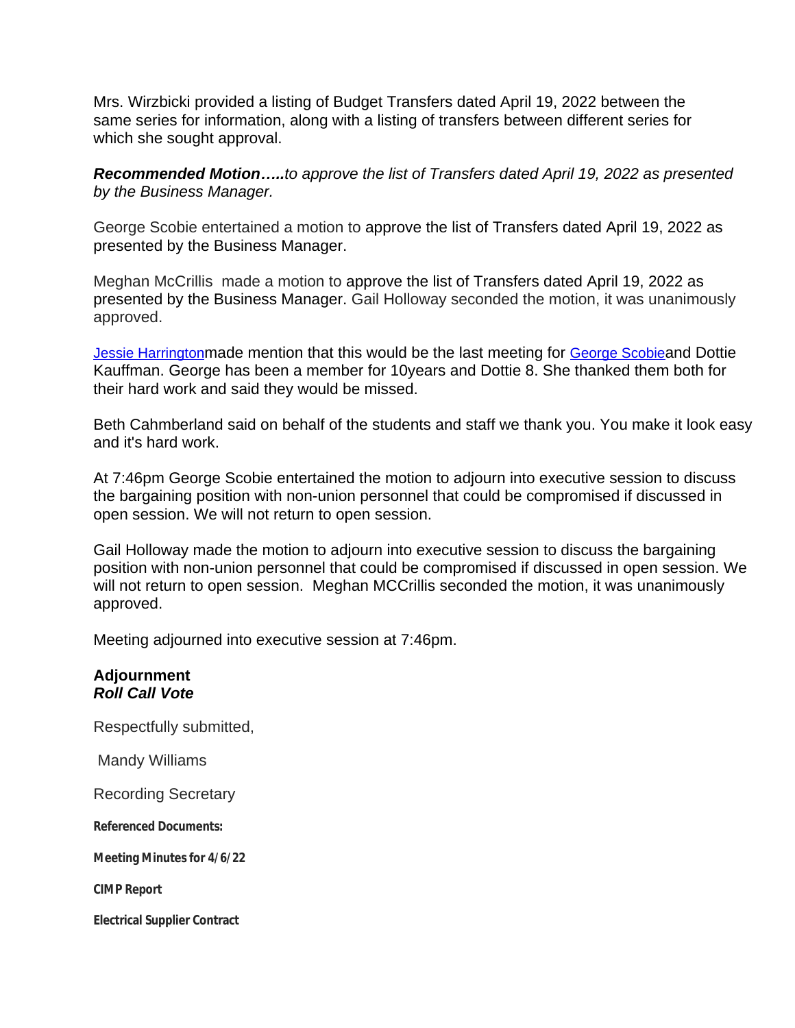Mrs. Wirzbicki provided a listing of Budget Transfers dated April 19, 2022 between the same series for information, along with a listing of transfers between different series for which she sought approval.

***Recommended Motion…..****to approve the list of Transfers dated April 19, 2022 as presented by the Business Manager.*

George Scobie entertained a motion to approve the list of Transfers dated April 19, 2022 as presented by the Business Manager.

Meghan McCrillis made a motion to approve the list of Transfers dated April 19, 2022 as presented by the Business Manager. Gail Holloway seconded the motion, it was unanimously approved.

Jessie Harringtonmade mention that this would be the last meeting for George Scobieand Dottie Kauffman. George has been a member for 10years and Dottie 8. She thanked them both for their hard work and said they would be missed.

Beth Cahmberland said on behalf of the students and staff we thank you. You make it look easy and it's hard work.

At 7:46pm George Scobie entertained the motion to adjourn into executive session to discuss the bargaining position with non-union personnel that could be compromised if discussed in open session. We will not return to open session.

Gail Holloway made the motion to adjourn into executive session to discuss the bargaining position with non-union personnel that could be compromised if discussed in open session. We will not return to open session. Meghan MCCrillis seconded the motion, it was unanimously approved.

Meeting adjourned into executive session at 7:46pm.

**Adjournment**
***Roll Call Vote***

Respectfully submitted,

Mandy Williams

Recording Secretary

**Referenced Documents:**

**Meeting Minutes for 4/6/22**

**CIMP Report**

**Electrical Supplier Contract**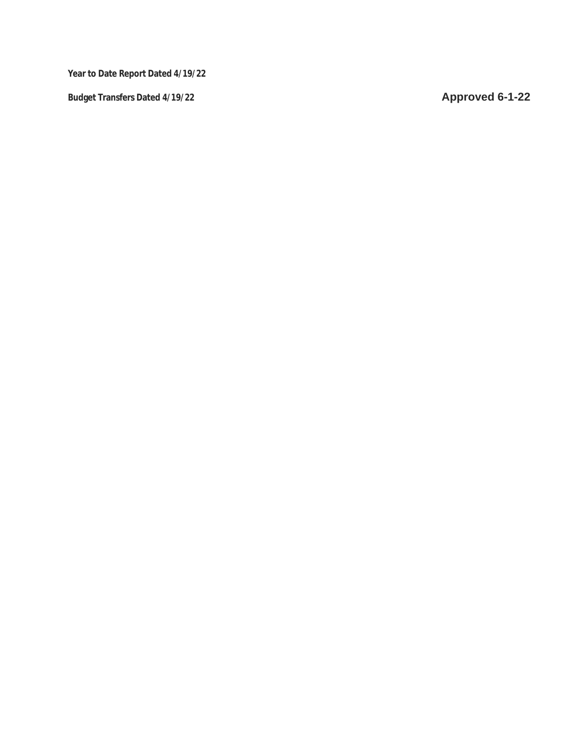**Year to Date Report Dated 4/19/22**

**Budget Transfers Dated 4/19/22** **Approved 6-1-22**